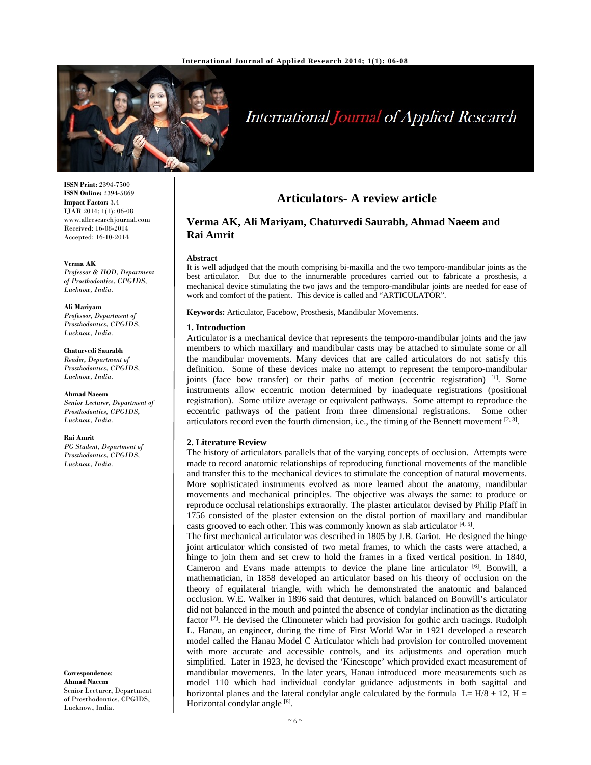**ISSN Print:** 2394-7500
**ISSN Online:** 2394-5869
**Impact Factor:** 3.4
IJAR 2014; 1(1): 06-08
www.allresearchjournal.com
Received: 16-08-2014
Accepted: 16-10-2014

**Verma AK**
*Professor & HOD, Department of Prosthodontics, CPGIDS, Lucknow, India.*

**Ali Mariyam**
*Professor, Department of Prosthodontics, CPGIDS, Lucknow, India.*

**Chaturvedi Saurabh**
*Reader, Department of Prosthodontics, CPGIDS, Lucknow, India.*

**Ahmad Naeem**
*Senior Lecturer, Department of Prosthodontics, CPGIDS, Lucknow, India.*

**Rai Amrit**
*PG Student, Department of Prosthodontics, CPGIDS, Lucknow, India.*

**Correspondence**:
**Ahmad Naeem**
Senior Lecturer, Department of Prosthodontics, CPGIDS, Lucknow, India.

# Articulators- A review article

## Verma AK, Ali Mariyam, Chaturvedi Saurabh, Ahmad Naeem and Rai Amrit

**Abstract**

It is well adjudged that the mouth comprising bi-maxilla and the two temporo-mandibular joints as the best articulator. But due to the innumerable procedures carried out to fabricate a prosthesis, a mechanical device stimulating the two jaws and the temporo-mandibular joints are needed for ease of work and comfort of the patient. This device is called and "ARTICULATOR".

**Keywords:** Articulator, Facebow, Prosthesis, Mandibular Movements.

## 1. Introduction

Articulator is a mechanical device that represents the temporo-mandibular joints and the jaw members to which maxillary and mandibular casts may be attached to simulate some or all the mandibular movements. Many devices that are called articulators do not satisfy this definition. Some of these devices make no attempt to represent the temporo-mandibular joints (face bow transfer) or their paths of motion (eccentric registration) [1]. Some instruments allow eccentric motion determined by inadequate registrations (positional registration). Some utilize average or equivalent pathways. Some attempt to reproduce the eccentric pathways of the patient from three dimensional registrations. Some other articulators record even the fourth dimension, i.e., the timing of the Bennett movement [2, 3].

## 2. Literature Review

The history of articulators parallels that of the varying concepts of occlusion. Attempts were made to record anatomic relationships of reproducing functional movements of the mandible and transfer this to the mechanical devices to stimulate the conception of natural movements. More sophisticated instruments evolved as more learned about the anatomy, mandibular movements and mechanical principles. The objective was always the same: to produce or reproduce occlusal relationships extraorally. The plaster articulator devised by Philip Pfaff in 1756 consisted of the plaster extension on the distal portion of maxillary and mandibular casts grooved to each other. This was commonly known as slab articulator [4, 5].

The first mechanical articulator was described in 1805 by J.B. Gariot. He designed the hinge joint articulator which consisted of two metal frames, to which the casts were attached, a hinge to join them and set crew to hold the frames in a fixed vertical position. In 1840, Cameron and Evans made attempts to device the plane line articulator [6]. Bonwill, a mathematician, in 1858 developed an articulator based on his theory of occlusion on the theory of equilateral triangle, with which he demonstrated the anatomic and balanced occlusion. W.E. Walker in 1896 said that dentures, which balanced on Bonwill's articulator did not balanced in the mouth and pointed the absence of condylar inclination as the dictating factor [7]. He devised the Clinometer which had provision for gothic arch tracings. Rudolph L. Hanau, an engineer, during the time of First World War in 1921 developed a research model called the Hanau Model C Articulator which had provision for controlled movement with more accurate and accessible controls, and its adjustments and operation much simplified. Later in 1923, he devised the 'Kinescope' which provided exact measurement of mandibular movements. In the later years, Hanau introduced more measurements such as model 110 which had individual condylar guidance adjustments in both sagittal and horizontal planes and the lateral condylar angle calculated by the formula $L = H/8 + 12$, $H$ = Horizontal condylar angle [8].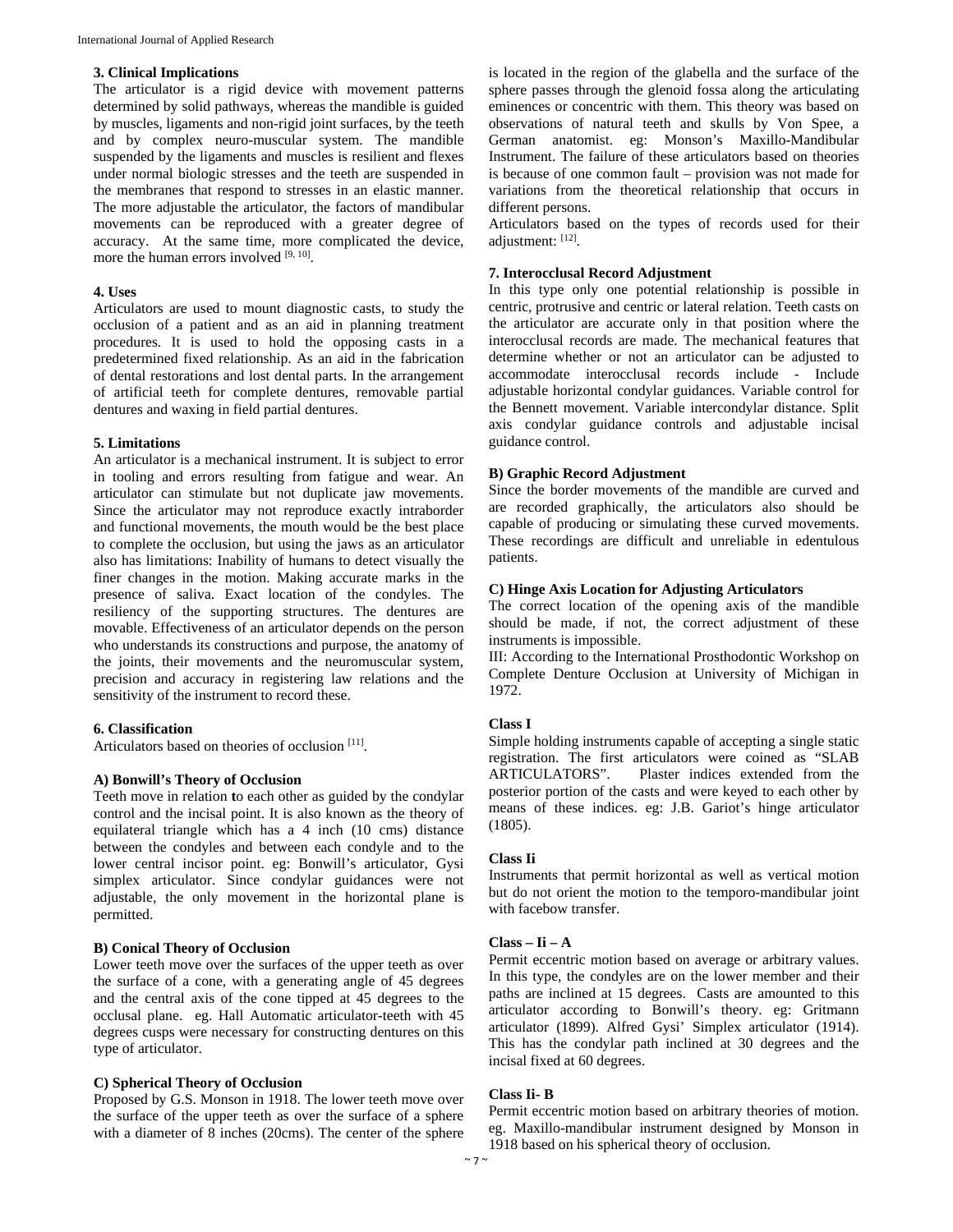### 3. Clinical Implications

The articulator is a rigid device with movement patterns determined by solid pathways, whereas the mandible is guided by muscles, ligaments and non-rigid joint surfaces, by the teeth and by complex neuro-muscular system. The mandible suspended by the ligaments and muscles is resilient and flexes under normal biologic stresses and the teeth are suspended in the membranes that respond to stresses in an elastic manner. The more adjustable the articulator, the factors of mandibular movements can be reproduced with a greater degree of accuracy. At the same time, more complicated the device, more the human errors involved [9, 10].

### 4. Uses

Articulators are used to mount diagnostic casts, to study the occlusion of a patient and as an aid in planning treatment procedures. It is used to hold the opposing casts in a predetermined fixed relationship. As an aid in the fabrication of dental restorations and lost dental parts. In the arrangement of artificial teeth for complete dentures, removable partial dentures and waxing in field partial dentures.

### 5. Limitations

An articulator is a mechanical instrument. It is subject to error in tooling and errors resulting from fatigue and wear. An articulator can stimulate but not duplicate jaw movements. Since the articulator may not reproduce exactly intraborder and functional movements, the mouth would be the best place to complete the occlusion, but using the jaws as an articulator also has limitations: Inability of humans to detect visually the finer changes in the motion. Making accurate marks in the presence of saliva. Exact location of the condyles. The resiliency of the supporting structures. The dentures are movable. Effectiveness of an articulator depends on the person who understands its constructions and purpose, the anatomy of the joints, their movements and the neuromuscular system, precision and accuracy in registering law relations and the sensitivity of the instrument to record these.

### 6. Classification

Articulators based on theories of occlusion [11].

**A) Bonwill's Theory of Occlusion**

Teeth move in relation **t**o each other as guided by the condylar control and the incisal point. It is also known as the theory of equilateral triangle which has a 4 inch (10 cms) distance between the condyles and between each condyle and to the lower central incisor point. eg: Bonwill's articulator, Gysi simplex articulator. Since condylar guidances were not adjustable, the only movement in the horizontal plane is permitted.

**B) Conical Theory of Occlusion**

Lower teeth move over the surfaces of the upper teeth as over the surface of a cone, with a generating angle of 45 degrees and the central axis of the cone tipped at 45 degrees to the occlusal plane. eg. Hall Automatic articulator-teeth with 45 degrees cusps were necessary for constructing dentures on this type of articulator.

**C) Spherical Theory of Occlusion**

Proposed by G.S. Monson in 1918. The lower teeth move over the surface of the upper teeth as over the surface of a sphere with a diameter of 8 inches (20cms). The center of the sphere is located in the region of the glabella and the surface of the sphere passes through the glenoid fossa along the articulating eminences or concentric with them. This theory was based on observations of natural teeth and skulls by Von Spee, a German anatomist. eg: Monson's Maxillo-Mandibular Instrument. The failure of these articulators based on theories is because of one common fault – provision was not made for variations from the theoretical relationship that occurs in different persons.

Articulators based on the types of records used for their adjustment: [12].

### 7. Interocclusal Record Adjustment

In this type only one potential relationship is possible in centric, protrusive and centric or lateral relation. Teeth casts on the articulator are accurate only in that position where the interocclusal records are made. The mechanical features that determine whether or not an articulator can be adjusted to accommodate interocclusal records include - Include adjustable horizontal condylar guidances. Variable control for the Bennett movement. Variable intercondylar distance. Split axis condylar guidance controls and adjustable incisal guidance control.

**B) Graphic Record Adjustment**

Since the border movements of the mandible are curved and are recorded graphically, the articulators also should be capable of producing or simulating these curved movements. These recordings are difficult and unreliable in edentulous patients.

**C) Hinge Axis Location for Adjusting Articulators**

The correct location of the opening axis of the mandible should be made, if not, the correct adjustment of these instruments is impossible.

III: According to the International Prosthodontic Workshop on Complete Denture Occlusion at University of Michigan in 1972.

**Class I**

Simple holding instruments capable of accepting a single static registration. The first articulators were coined as "SLAB ARTICULATORS". Plaster indices extended from the posterior portion of the casts and were keyed to each other by means of these indices. eg: J.B. Gariot's hinge articulator (1805).

**Class Ii**

Instruments that permit horizontal as well as vertical motion but do not orient the motion to the temporo-mandibular joint with facebow transfer.

**Class – Ii – A**

Permit eccentric motion based on average or arbitrary values. In this type, the condyles are on the lower member and their paths are inclined at 15 degrees. Casts are amounted to this articulator according to Bonwill's theory. eg: Gritmann articulator (1899). Alfred Gysi' Simplex articulator (1914). This has the condylar path inclined at 30 degrees and the incisal fixed at 60 degrees.

**Class Ii- B**

Permit eccentric motion based on arbitrary theories of motion. eg. Maxillo-mandibular instrument designed by Monson in 1918 based on his spherical theory of occlusion.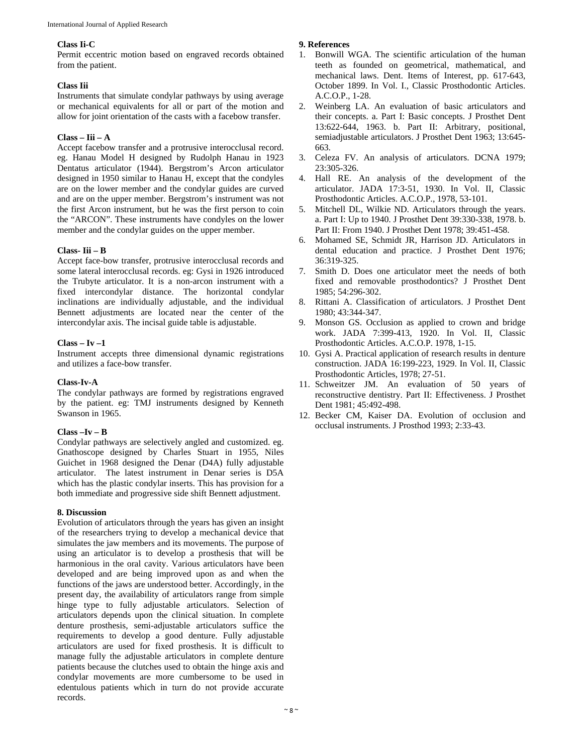**Class Ii-C**

Permit eccentric motion based on engraved records obtained from the patient.

**Class Iii**

Instruments that simulate condylar pathways by using average or mechanical equivalents for all or part of the motion and allow for joint orientation of the casts with a facebow transfer.

**Class – Iii – A**

Accept facebow transfer and a protrusive interocclusal record. eg. Hanau Model H designed by Rudolph Hanau in 1923 Dentatus articulator (1944). Bergstrom's Arcon articulator designed in 1950 similar to Hanau H, except that the condyles are on the lower member and the condylar guides are curved and are on the upper member. Bergstrom's instrument was not the first Arcon instrument, but he was the first person to coin the "ARCON". These instruments have condyles on the lower member and the condylar guides on the upper member.

**Class- Iii – B**

Accept face-bow transfer, protrusive interocclusal records and some lateral interocclusal records. eg: Gysi in 1926 introduced the Trubyte articulator. It is a non-arcon instrument with a fixed intercondylar distance. The horizontal condylar inclinations are individually adjustable, and the individual Bennett adjustments are located near the center of the intercondylar axis. The incisal guide table is adjustable.

**Class – Iv –1**

Instrument accepts three dimensional dynamic registrations and utilizes a face-bow transfer.

**Class-Iv-A**

The condylar pathways are formed by registrations engraved by the patient. eg: TMJ instruments designed by Kenneth Swanson in 1965.

**Class –Iv – B**

Condylar pathways are selectively angled and customized. eg. Gnathoscope designed by Charles Stuart in 1955, Niles Guichet in 1968 designed the Denar (D4A) fully adjustable articulator. The latest instrument in Denar series is D5A which has the plastic condylar inserts. This has provision for a both immediate and progressive side shift Bennett adjustment.

## 8. Discussion

Evolution of articulators through the years has given an insight of the researchers trying to develop a mechanical device that simulates the jaw members and its movements. The purpose of using an articulator is to develop a prosthesis that will be harmonious in the oral cavity. Various articulators have been developed and are being improved upon as and when the functions of the jaws are understood better. Accordingly, in the present day, the availability of articulators range from simple hinge type to fully adjustable articulators. Selection of articulators depends upon the clinical situation. In complete denture prosthesis, semi-adjustable articulators suffice the requirements to develop a good denture. Fully adjustable articulators are used for fixed prosthesis. It is difficult to manage fully the adjustable articulators in complete denture patients because the clutches used to obtain the hinge axis and condylar movements are more cumbersome to be used in edentulous patients which in turn do not provide accurate records.

## 9. References

1. Bonwill WGA. The scientific articulation of the human teeth as founded on geometrical, mathematical, and mechanical laws. Dent. Items of Interest, pp. 617-643, October 1899. In Vol. I., Classic Prosthodontic Articles. A.C.O.P., 1-28.
2. Weinberg LA. An evaluation of basic articulators and their concepts. a. Part I: Basic concepts. J Prosthet Dent 13:622-644, 1963. b. Part II: Arbitrary, positional, semiadjustable articulators. J Prosthet Dent 1963; 13:645-663.
3. Celeza FV. An analysis of articulators. DCNA 1979; 23:305-326.
4. Hall RE. An analysis of the development of the articulator. JADA 17:3-51, 1930. In Vol. II, Classic Prosthodontic Articles. A.C.O.P., 1978, 53-101.
5. Mitchell DL, Wilkie ND. Articulators through the years. a. Part I: Up to 1940. J Prosthet Dent 39:330-338, 1978. b. Part II: From 1940. J Prosthet Dent 1978; 39:451-458.
6. Mohamed SE, Schmidt JR, Harrison JD. Articulators in dental education and practice. J Prosthet Dent 1976; 36:319-325.
7. Smith D. Does one articulator meet the needs of both fixed and removable prosthodontics? J Prosthet Dent 1985; 54:296-302.
8. Rittani A. Classification of articulators. J Prosthet Dent 1980; 43:344-347.
9. Monson GS. Occlusion as applied to crown and bridge work. JADA 7:399-413, 1920. In Vol. II, Classic Prosthodontic Articles. A.C.O.P. 1978, 1-15.
10. Gysi A. Practical application of research results in denture construction. JADA 16:199-223, 1929. In Vol. II, Classic Prosthodontic Articles, 1978; 27-51.
11. Schweitzer JM. An evaluation of 50 years of reconstructive dentistry. Part II: Effectiveness. J Prosthet Dent 1981; 45:492-498.
12. Becker CM, Kaiser DA. Evolution of occlusion and occlusal instruments. J Prosthod 1993; 2:33-43.